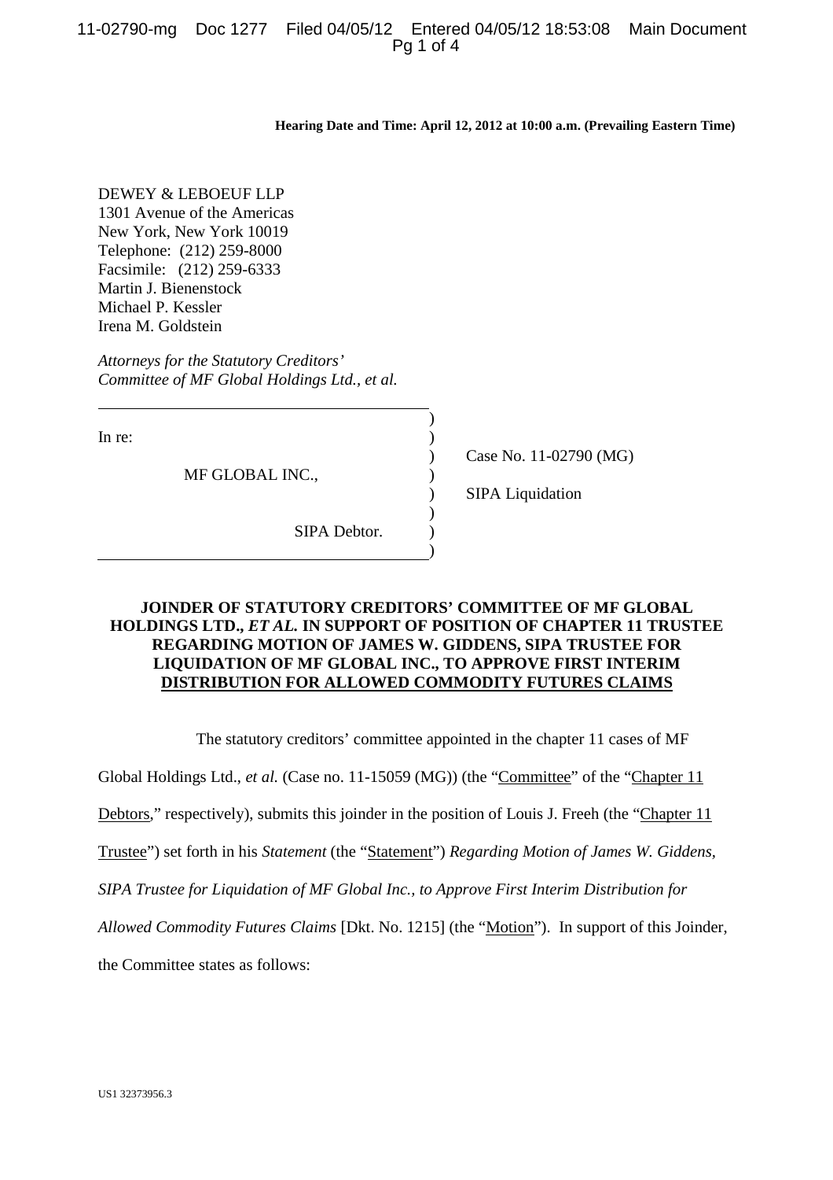**Hearing Date and Time: April 12, 2012 at 10:00 a.m. (Prevailing Eastern Time)**

DEWEY & LEBOEUF LLP
1301 Avenue of the Americas
New York, New York 10019
Telephone: (212) 259-8000
Facsimile: (212) 259-6333
Martin J. Bienenstock
Michael P. Kessler
Irena M. Goldstein

*Attorneys for the Statutory Creditors' Committee of MF Global Holdings Ltd., et al.*

| | |
|---|---|
| In re: | |
| MF GLOBAL INC., | Case No. 11-02790 (MG) |
| | SIPA Liquidation |
| SIPA Debtor. | |

**JOINDER OF STATUTORY CREDITORS' COMMITTEE OF MF GLOBAL HOLDINGS LTD., *ET AL.* IN SUPPORT OF POSITION OF CHAPTER 11 TRUSTEE REGARDING MOTION OF JAMES W. GIDDENS, SIPA TRUSTEE FOR LIQUIDATION OF MF GLOBAL INC., TO APPROVE FIRST INTERIM DISTRIBUTION FOR ALLOWED COMMODITY FUTURES CLAIMS**

The statutory creditors' committee appointed in the chapter 11 cases of MF Global Holdings Ltd., *et al.* (Case no. 11-15059 (MG)) (the "Committee" of the "Chapter 11 Debtors," respectively), submits this joinder in the position of Louis J. Freeh (the "Chapter 11 Trustee") set forth in his *Statement* (the "Statement") *Regarding Motion of James W. Giddens, SIPA Trustee for Liquidation of MF Global Inc., to Approve First Interim Distribution for Allowed Commodity Futures Claims* [Dkt. No. 1215] (the "Motion"). In support of this Joinder, the Committee states as follows:

US1 32373956.3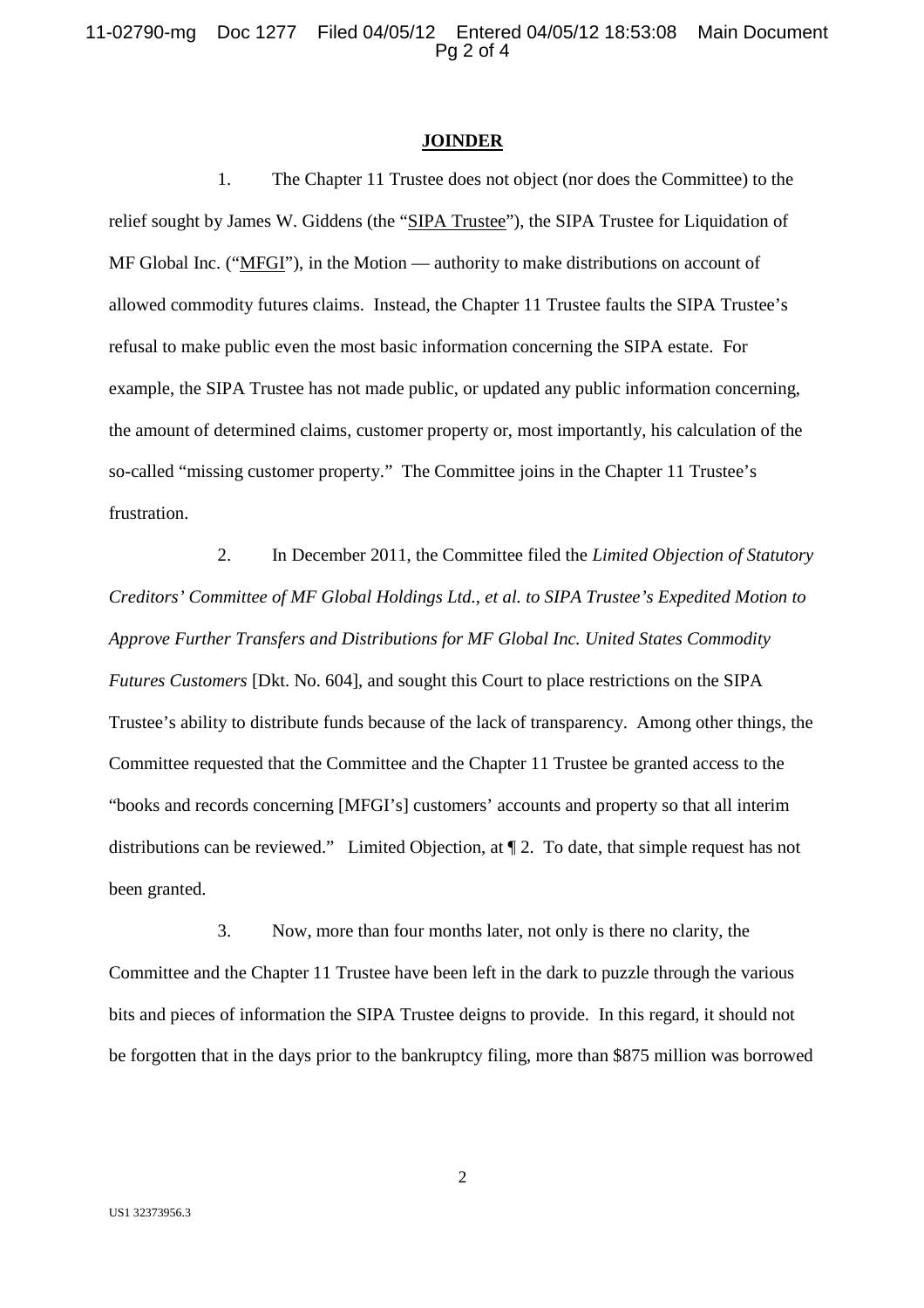## JOINDER

1. The Chapter 11 Trustee does not object (nor does the Committee) to the relief sought by James W. Giddens (the "SIPA Trustee"), the SIPA Trustee for Liquidation of MF Global Inc. ("MFGI"), in the Motion — authority to make distributions on account of allowed commodity futures claims. Instead, the Chapter 11 Trustee faults the SIPA Trustee's refusal to make public even the most basic information concerning the SIPA estate. For example, the SIPA Trustee has not made public, or updated any public information concerning, the amount of determined claims, customer property or, most importantly, his calculation of the so-called "missing customer property." The Committee joins in the Chapter 11 Trustee's frustration.

2. In December 2011, the Committee filed the *Limited Objection of Statutory Creditors' Committee of MF Global Holdings Ltd., et al. to SIPA Trustee's Expedited Motion to Approve Further Transfers and Distributions for MF Global Inc. United States Commodity Futures Customers* [Dkt. No. 604], and sought this Court to place restrictions on the SIPA Trustee's ability to distribute funds because of the lack of transparency. Among other things, the Committee requested that the Committee and the Chapter 11 Trustee be granted access to the "books and records concerning [MFGI's] customers' accounts and property so that all interim distributions can be reviewed." Limited Objection, at ¶ 2. To date, that simple request has not been granted.

3. Now, more than four months later, not only is there no clarity, the Committee and the Chapter 11 Trustee have been left in the dark to puzzle through the various bits and pieces of information the SIPA Trustee deigns to provide. In this regard, it should not be forgotten that in the days prior to the bankruptcy filing, more than $875 million was borrowed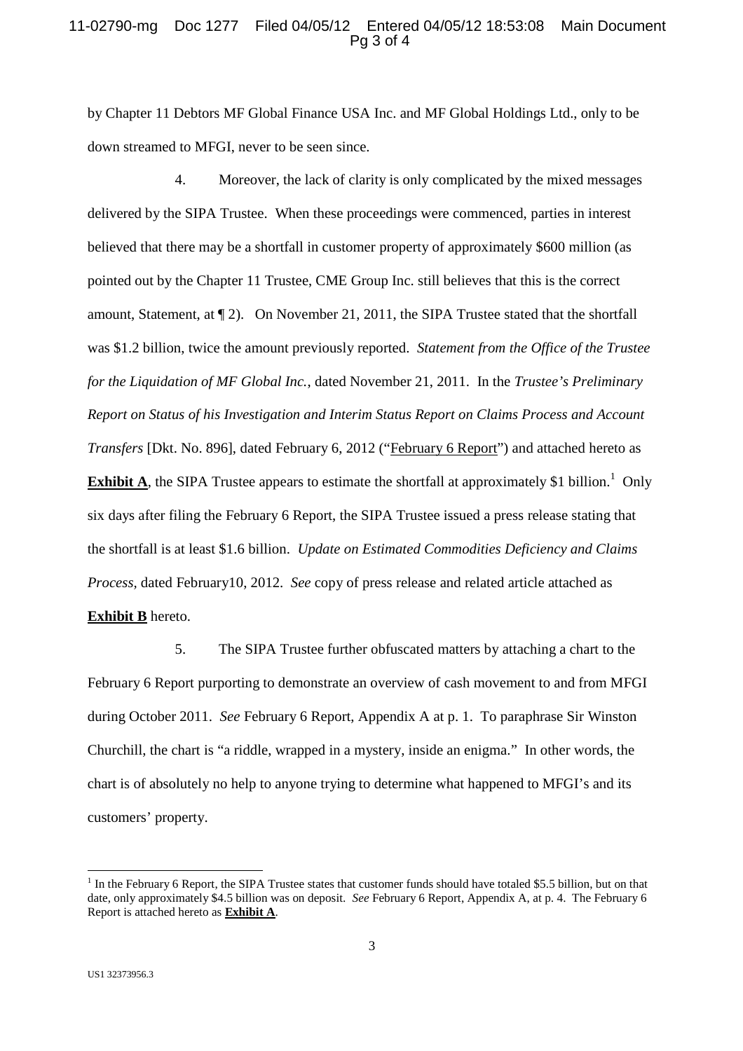by Chapter 11 Debtors MF Global Finance USA Inc. and MF Global Holdings Ltd., only to be down streamed to MFGI, never to be seen since.

4. Moreover, the lack of clarity is only complicated by the mixed messages delivered by the SIPA Trustee. When these proceedings were commenced, parties in interest believed that there may be a shortfall in customer property of approximately $600 million (as pointed out by the Chapter 11 Trustee, CME Group Inc. still believes that this is the correct amount, Statement, at ¶ 2). On November 21, 2011, the SIPA Trustee stated that the shortfall was $1.2 billion, twice the amount previously reported. *Statement from the Office of the Trustee for the Liquidation of MF Global Inc.*, dated November 21, 2011. In the *Trustee's Preliminary Report on Status of his Investigation and Interim Status Report on Claims Process and Account Transfers* [Dkt. No. 896], dated February 6, 2012 ("February 6 Report") and attached hereto as **Exhibit A**, the SIPA Trustee appears to estimate the shortfall at approximately $1 billion.[1] Only six days after filing the February 6 Report, the SIPA Trustee issued a press release stating that the shortfall is at least $1.6 billion. *Update on Estimated Commodities Deficiency and Claims Process*, dated February10, 2012. *See* copy of press release and related article attached as **Exhibit B** hereto.

5. The SIPA Trustee further obfuscated matters by attaching a chart to the February 6 Report purporting to demonstrate an overview of cash movement to and from MFGI during October 2011. *See* February 6 Report, Appendix A at p. 1. To paraphrase Sir Winston Churchill, the chart is "a riddle, wrapped in a mystery, inside an enigma." In other words, the chart is of absolutely no help to anyone trying to determine what happened to MFGI's and its customers' property.

[1] In the February 6 Report, the SIPA Trustee states that customer funds should have totaled $5.5 billion, but on that date, only approximately $4.5 billion was on deposit. *See* February 6 Report, Appendix A, at p. 4. The February 6 Report is attached hereto as **Exhibit A**.

US1 32373956.3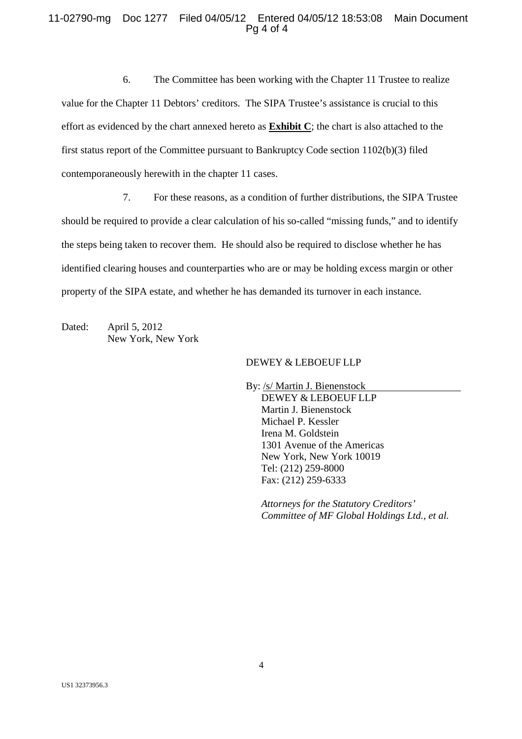6. The Committee has been working with the Chapter 11 Trustee to realize value for the Chapter 11 Debtors' creditors. The SIPA Trustee's assistance is crucial to this effort as evidenced by the chart annexed hereto as **Exhibit C**; the chart is also attached to the first status report of the Committee pursuant to Bankruptcy Code section 1102(b)(3) filed contemporaneously herewith in the chapter 11 cases.

7. For these reasons, as a condition of further distributions, the SIPA Trustee should be required to provide a clear calculation of his so-called "missing funds," and to identify the steps being taken to recover them. He should also be required to disclose whether he has identified clearing houses and counterparties who are or may be holding excess margin or other property of the SIPA estate, and whether he has demanded its turnover in each instance.

Dated: April 5, 2012
New York, New York

DEWEY & LEBOEUF LLP

By: /s/ Martin J. Bienenstock
DEWEY & LEBOEUF LLP
Martin J. Bienenstock
Michael P. Kessler
Irena M. Goldstein
1301 Avenue of the Americas
New York, New York 10019
Tel: (212) 259-8000
Fax: (212) 259-6333

*Attorneys for the Statutory Creditors' Committee of MF Global Holdings Ltd., et al.*

US1 32373956.3